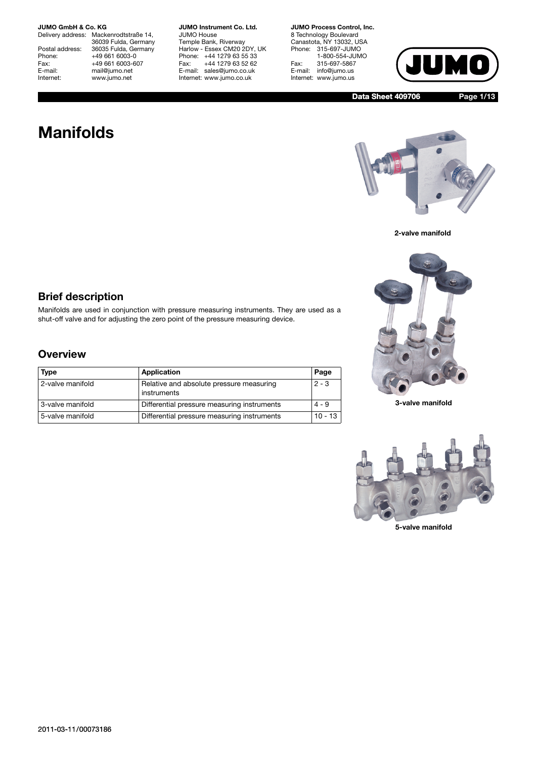**JUMO GmbH & Co. KG**
Delivery address: Mackenrodtstraße 14, 36039 Fulda, Germany
Postal address: 36035 Fulda, Germany
Phone: +49 661 6003-0
Fax: +49 661 6003-607
E-mail: mail@jumo.net
Internet: www.jumo.net

**JUMO Instrument Co. Ltd.**
JUMO House
Temple Bank, Riverway
Harlow - Essex CM20 2DY, UK
Phone: +44 1279 63 55 33
Fax: +44 1279 63 52 62
E-mail: sales@jumo.co.uk
Internet: www.jumo.co.uk

**JUMO Process Control, Inc.**
8 Technology Boulevard
Canastota, NY 13032, USA
Phone: 315-697-JUMO
1-800-554-JUMO
Fax: 315-697-5867
E-mail: info@jumo.us
Internet: www.jumo.us

**Data Sheet 409706**

# Manifolds

2-valve manifold

3-valve manifold

5-valve manifold

## Brief description

Manifolds are used in conjunction with pressure measuring instruments. They are used as a shut-off valve and for adjusting the zero point of the pressure measuring device.

## Overview

| Type | Application | Page |
|---|---|---|
| 2-valve manifold | Relative and absolute pressure measuring instruments | 2 - 3 |
| 3-valve manifold | Differential pressure measuring instruments | 4 - 9 |
| 5-valve manifold | Differential pressure measuring instruments | 10 - 13 |

2011-03-11/00073186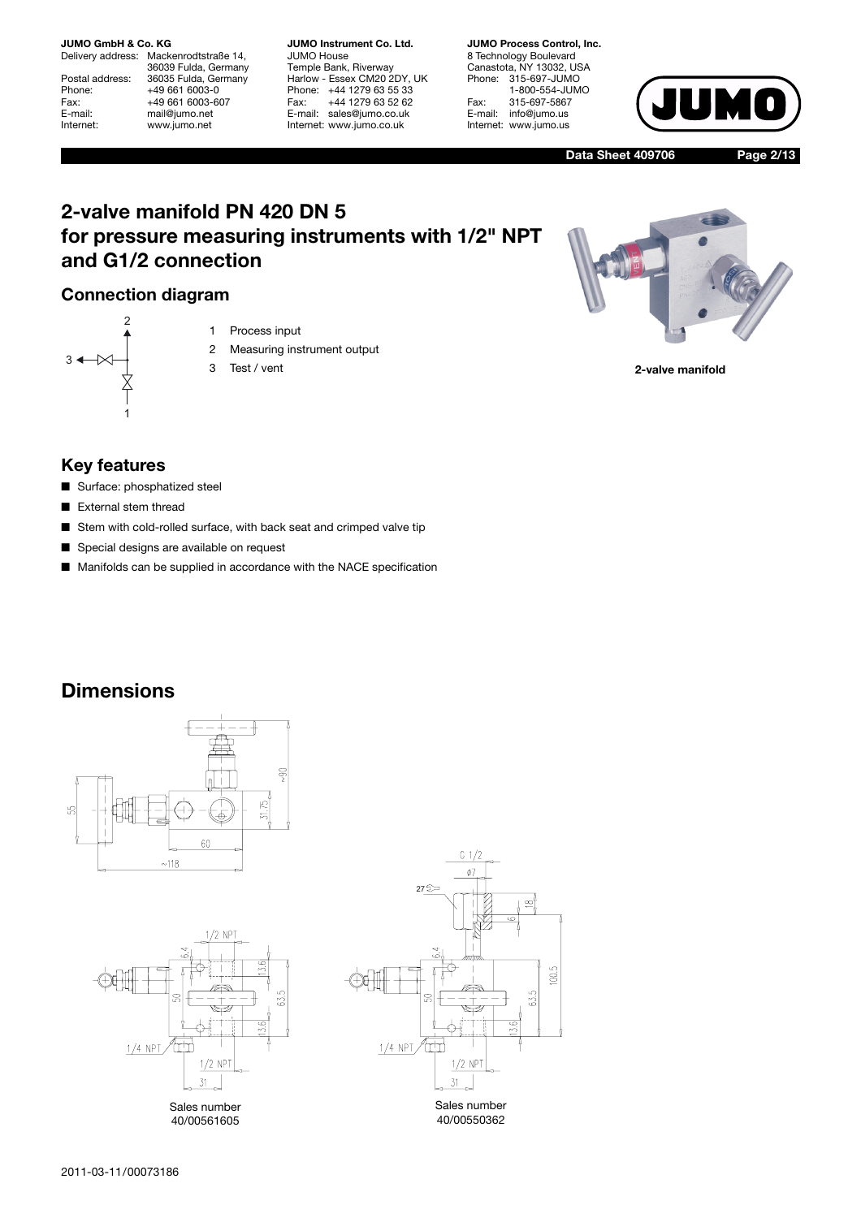## 2-valve manifold PN 420 DN 5 for pressure measuring instruments with 1/2" NPT and G1/2 connection

### Connection diagram

1 Process input
2 Measuring instrument output
3 Test / vent

2-valve manifold

### Key features

- Surface: phosphatized steel
- External stem thread
- Stem with cold-rolled surface, with back seat and crimped valve tip
- Special designs are available on request
- Manifolds can be supplied in accordance with the NACE specification

## Dimensions

Sales number 40/00561605

Sales number 40/00550362

2011-03-11/00073186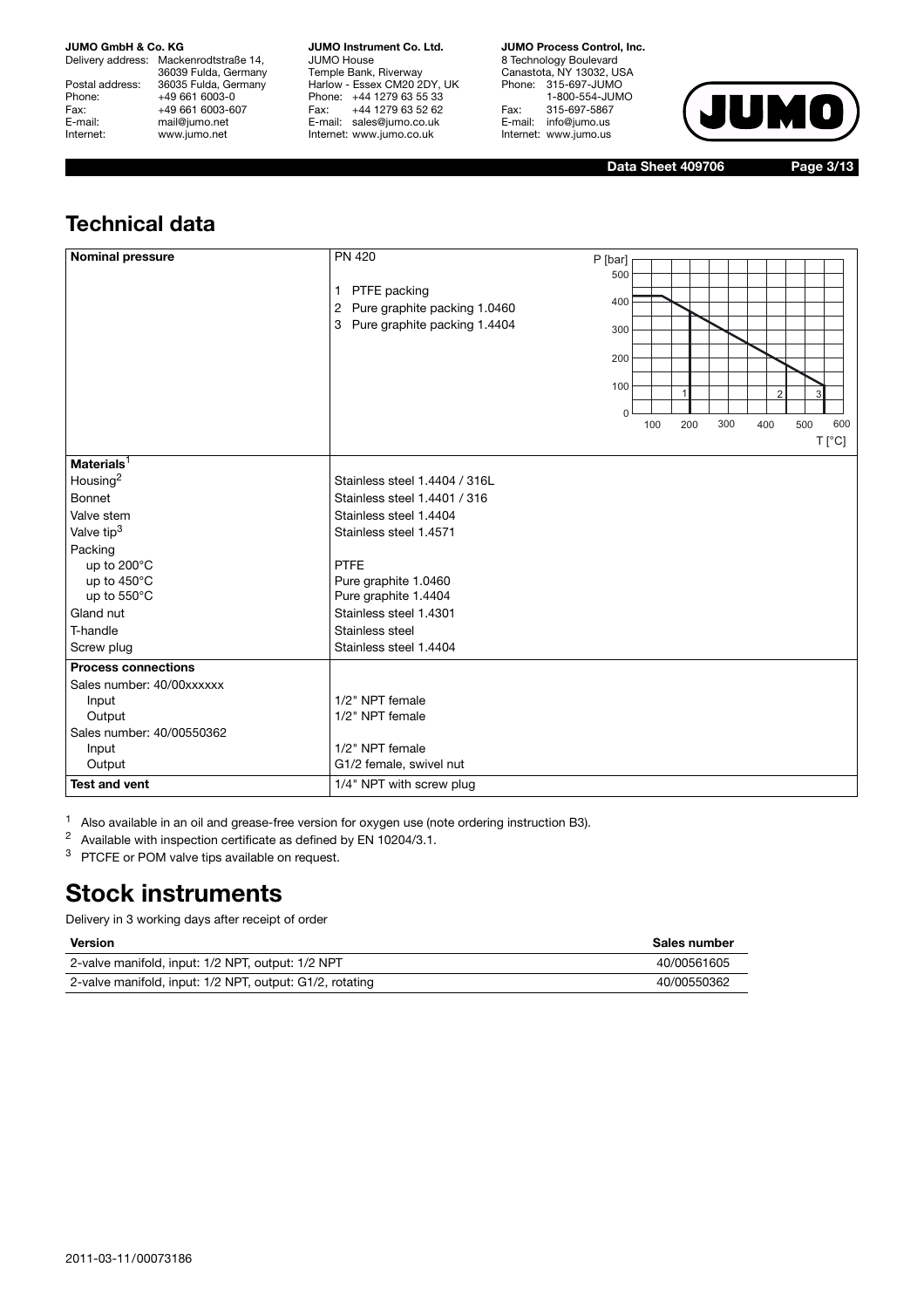## Technical data

| Nominal pressure | PN 420<br>1 PTFE packing<br>2 Pure graphite packing 1.0460<br>3 Pure graphite packing 1.4404 |
|---|---|
| **Materials**[1] | |
| Housing[2] | Stainless steel 1.4404 / 316L |
| Bonnet | Stainless steel 1.4401 / 316 |
| Valve stem | Stainless steel 1.4404 |
| Valve tip[3] | Stainless steel 1.4571 |
| Packing | |
| up to 200°C | PTFE |
| up to 450°C | Pure graphite 1.0460 |
| up to 550°C | Pure graphite 1.4404 |
| Gland nut | Stainless steel 1.4301 |
| T-handle | Stainless steel |
| Screw plug | Stainless steel 1.4404 |
| **Process connections** | |
| Sales number: 40/00xxxxxx | |
| Input | 1/2" NPT female |
| Output | 1/2" NPT female |
| Sales number: 40/00550362 | |
| Input | 1/2" NPT female |
| Output | G1/2 female, swivel nut |
| **Test and vent** | 1/4" NPT with screw plug |

[1] Also available in an oil and grease-free version for oxygen use (note ordering instruction B3).
[2] Available with inspection certificate as defined by EN 10204/3.1.
[3] PTCFE or POM valve tips available on request.

# Stock instruments

Delivery in 3 working days after receipt of order

| Version | Sales number |
|---|---|
| 2-valve manifold, input: 1/2 NPT, output: 1/2 NPT | 40/00561605 |
| 2-valve manifold, input: 1/2 NPT, output: G1/2, rotating | 40/00550362 |

2011-03-11/00073186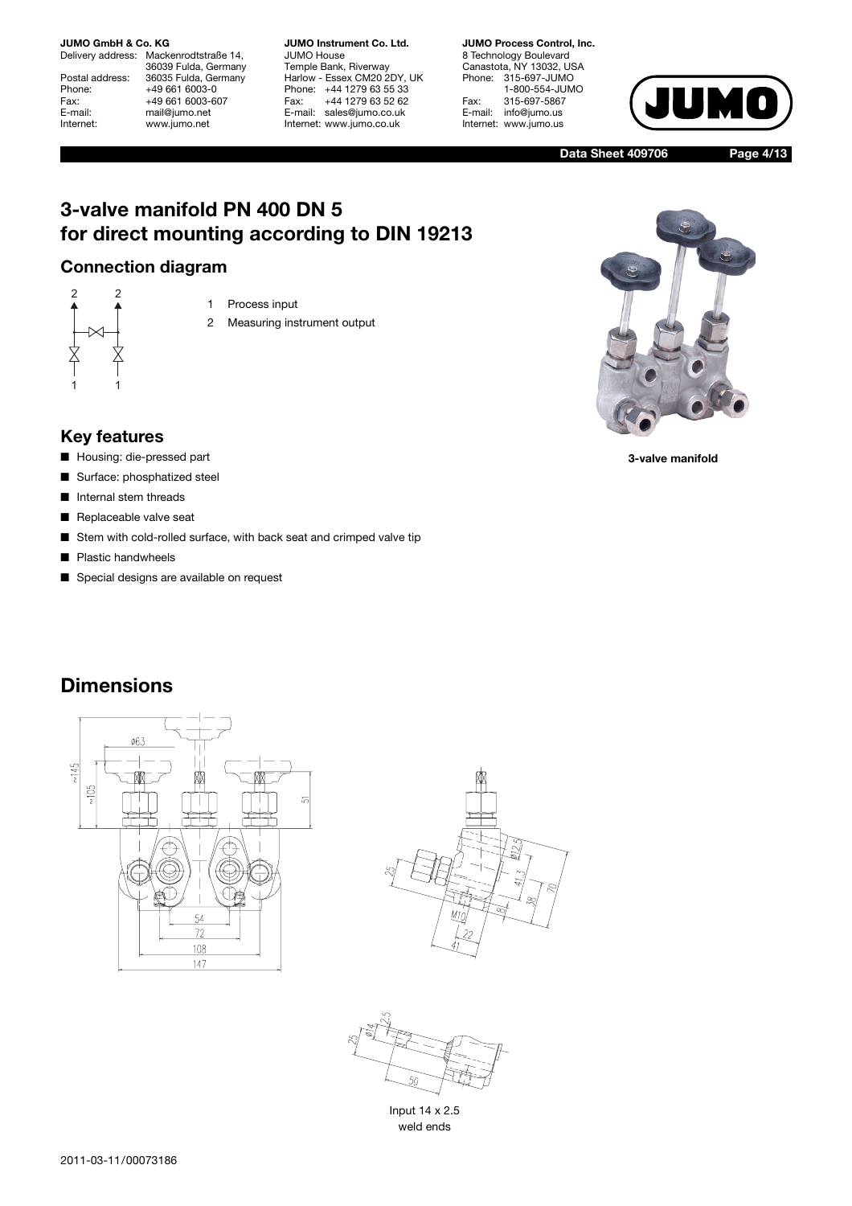# 3-valve manifold PN 400 DN 5 for direct mounting according to DIN 19213

## Connection diagram

1 Process input

2 Measuring instrument output

3-valve manifold

## Key features

- Housing: die-pressed part
- Surface: phosphatized steel
- Internal stem threads
- Replaceable valve seat
- Stem with cold-rolled surface, with back seat and crimped valve tip
- Plastic handwheels
- Special designs are available on request

## Dimensions

Input 14 x 2.5 weld ends

2011-03-11/00073186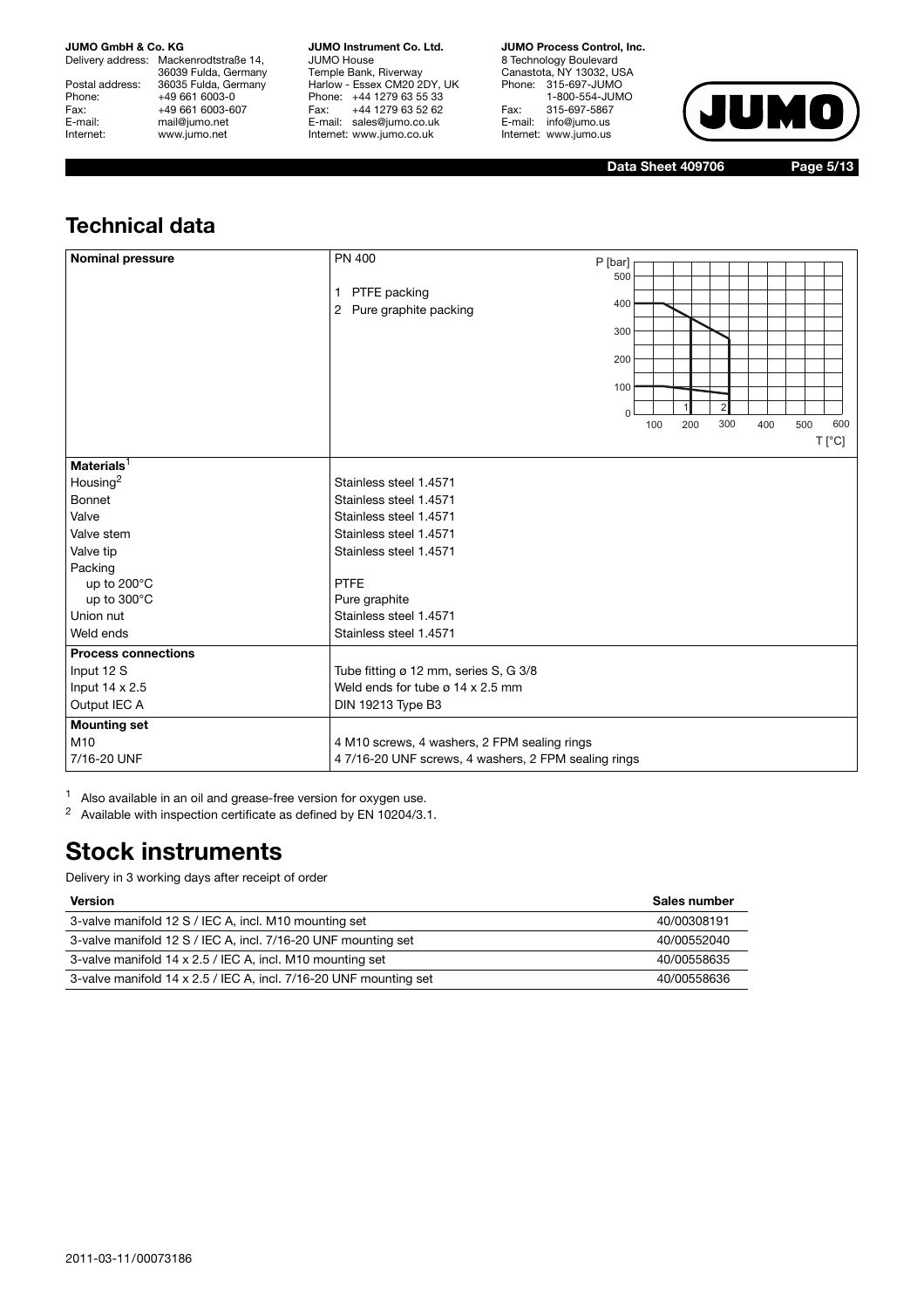## Technical data

| | |
|---|---|
| **Nominal pressure** | PN 400<br>1 PTFE packing<br>2 Pure graphite packing |
| **Materials**[1] | |
| Housing[2] | Stainless steel 1.4571 |
| Bonnet | Stainless steel 1.4571 |
| Valve | Stainless steel 1.4571 |
| Valve stem | Stainless steel 1.4571 |
| Valve tip | Stainless steel 1.4571 |
| Packing | |
| up to 200°C | PTFE |
| up to 300°C | Pure graphite |
| Union nut | Stainless steel 1.4571 |
| Weld ends | Stainless steel 1.4571 |
| **Process connections** | |
| Input 12 S | Tube fitting ø 12 mm, series S, G 3/8 |
| Input 14 x 2.5 | Weld ends for tube ø 14 x 2.5 mm |
| Output IEC A | DIN 19213 Type B3 |
| **Mounting set** | |
| M10 | 4 M10 screws, 4 washers, 2 FPM sealing rings |
| 7/16-20 UNF | 4 7/16-20 UNF screws, 4 washers, 2 FPM sealing rings |

[1] Also available in an oil and grease-free version for oxygen use.

[2] Available with inspection certificate as defined by EN 10204/3.1.

# Stock instruments

Delivery in 3 working days after receipt of order

| Version | Sales number |
|---|---|
| 3-valve manifold 12 S / IEC A, incl. M10 mounting set | 40/00308191 |
| 3-valve manifold 12 S / IEC A, incl. 7/16-20 UNF mounting set | 40/00552040 |
| 3-valve manifold 14 x 2.5 / IEC A, incl. M10 mounting set | 40/00558635 |
| 3-valve manifold 14 x 2.5 / IEC A, incl. 7/16-20 UNF mounting set | 40/00558636 |

2011-03-11/00073186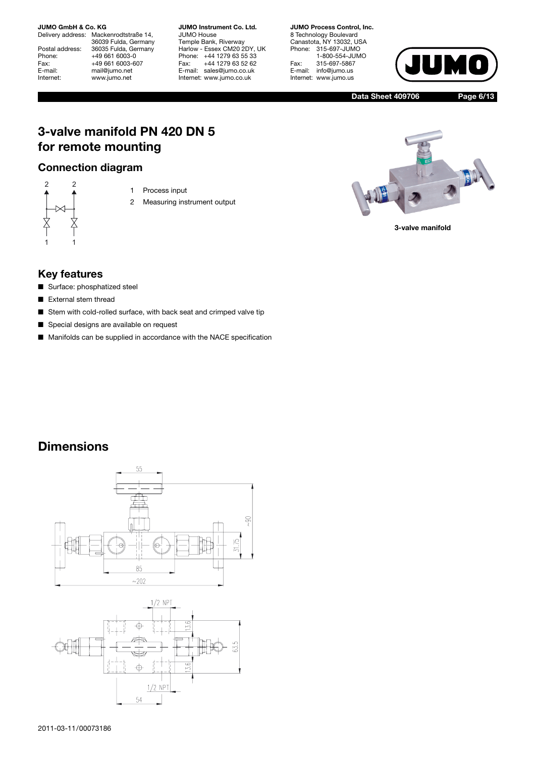# 3-valve manifold PN 420 DN 5 for remote mounting

## Connection diagram

1 Process input
2 Measuring instrument output

3-valve manifold

## Key features

- Surface: phosphatized steel
- External stem thread
- Stem with cold-rolled surface, with back seat and crimped valve tip
- Special designs are available on request
- Manifolds can be supplied in accordance with the NACE specification

## Dimensions

2011-03-11/00073186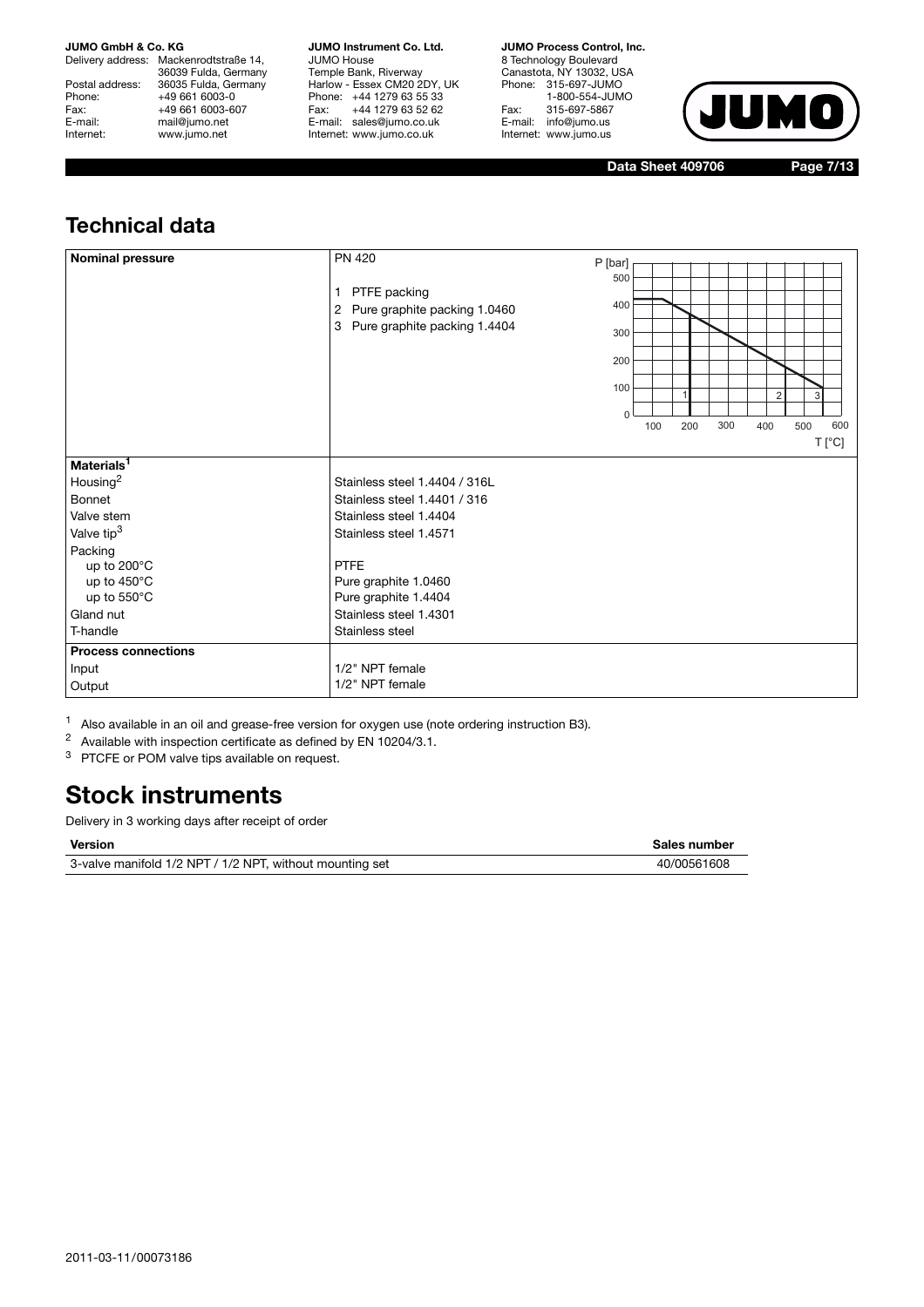## Technical data

| | |
|---|---|
| **Nominal pressure** | PN 420<br>1 PTFE packing<br>2 Pure graphite packing 1.0460<br>3 Pure graphite packing 1.4404 |
| **Materials**[1] | |
| Housing[2] | Stainless steel 1.4404 / 316L |
| Bonnet | Stainless steel 1.4401 / 316 |
| Valve stem | Stainless steel 1.4404 |
| Valve tip[3] | Stainless steel 1.4571 |
| Packing | |
| up to 200°C | PTFE |
| up to 450°C | Pure graphite 1.0460 |
| up to 550°C | Pure graphite 1.4404 |
| Gland nut | Stainless steel 1.4301 |
| T-handle | Stainless steel |
| **Process connections** | |
| Input | 1/2" NPT female |
| Output | 1/2" NPT female |

[1] Also available in an oil and grease-free version for oxygen use (note ordering instruction B3).

[2] Available with inspection certificate as defined by EN 10204/3.1.

[3] PTCFE or POM valve tips available on request.

# Stock instruments

Delivery in 3 working days after receipt of order

| Version | Sales number |
|---|---|
| 3-valve manifold 1/2 NPT / 1/2 NPT, without mounting set | 40/00561608 |

2011-03-11/00073186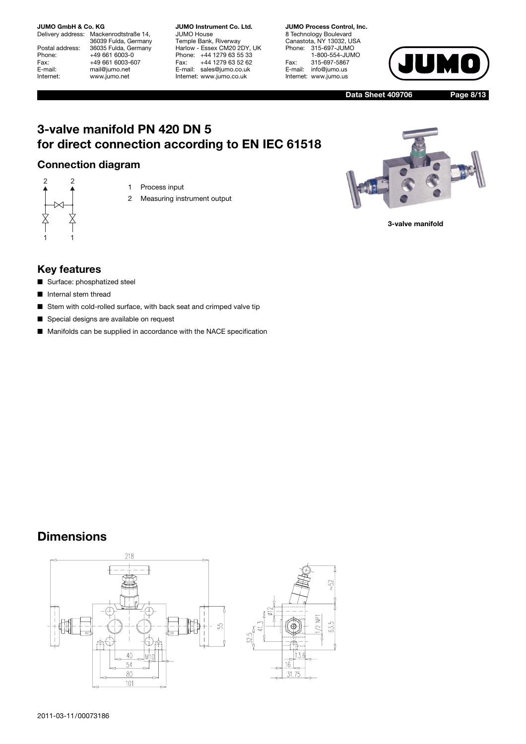# 3-valve manifold PN 420 DN 5 for direct connection according to EN IEC 61518

## Connection diagram

1 Process input
2 Measuring instrument output

3-valve manifold

## Key features

- Surface: phosphatized steel
- Internal stem thread
- Stem with cold-rolled surface, with back seat and crimped valve tip
- Special designs are available on request
- Manifolds can be supplied in accordance with the NACE specification

# Dimensions

2011-03-11/00073186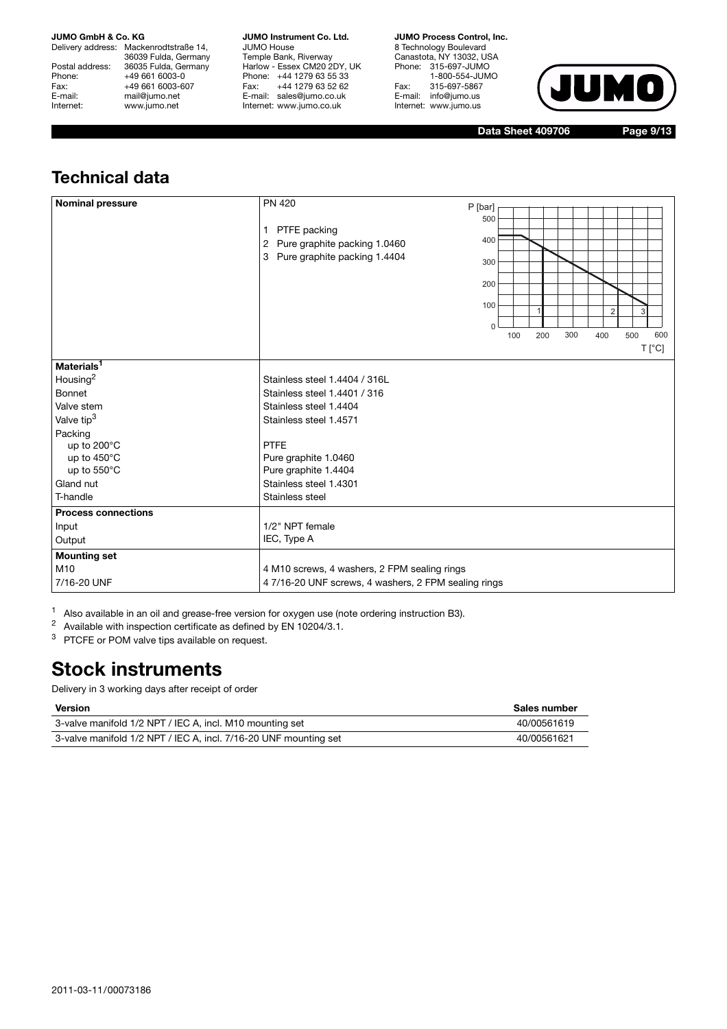## Technical data

| | |
|---|---|
| **Nominal pressure** | PN 420<br>1 PTFE packing<br>2 Pure graphite packing 1.0460<br>3 Pure graphite packing 1.4404 |
| **Materials**[1] | |
| Housing[2] | Stainless steel 1.4404 / 316L |
| Bonnet | Stainless steel 1.4401 / 316 |
| Valve stem | Stainless steel 1.4404 |
| Valve tip[3] | Stainless steel 1.4571 |
| Packing | |
| up to 200°C | PTFE |
| up to 450°C | Pure graphite 1.0460 |
| up to 550°C | Pure graphite 1.4404 |
| Gland nut | Stainless steel 1.4301 |
| T-handle | Stainless steel |
| **Process connections** | |
| Input | 1/2" NPT female |
| Output | IEC, Type A |
| **Mounting set** | |
| M10 | 4 M10 screws, 4 washers, 2 FPM sealing rings |
| 7/16-20 UNF | 4 7/16-20 UNF screws, 4 washers, 2 FPM sealing rings |

[1] Also available in an oil and grease-free version for oxygen use (note ordering instruction B3).
[2] Available with inspection certificate as defined by EN 10204/3.1.
[3] PTCFE or POM valve tips available on request.

# Stock instruments

Delivery in 3 working days after receipt of order

| Version | Sales number |
|---|---|
| 3-valve manifold 1/2 NPT / IEC A, incl. M10 mounting set | 40/00561619 |
| 3-valve manifold 1/2 NPT / IEC A, incl. 7/16-20 UNF mounting set | 40/00561621 |

2011-03-11/00073186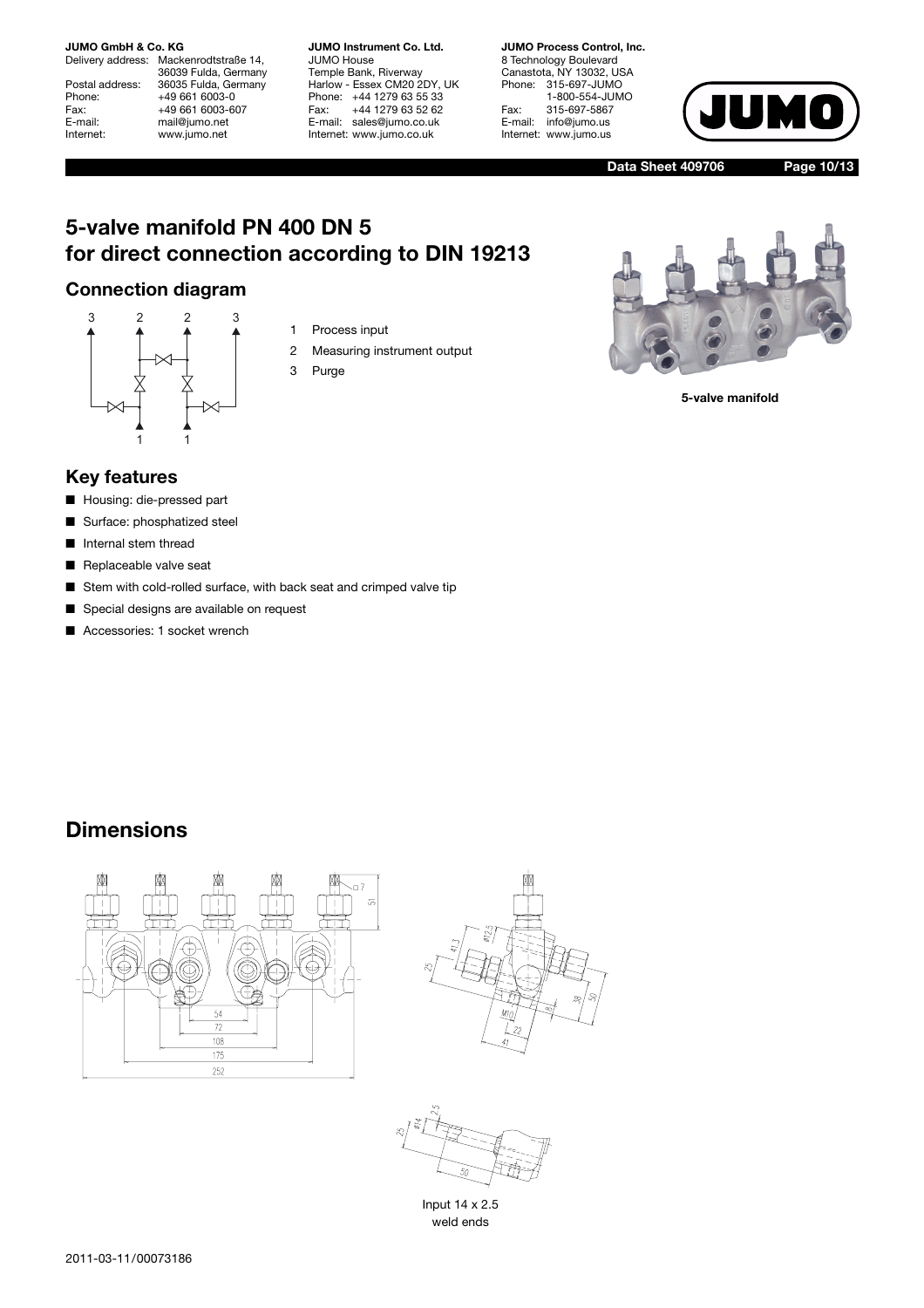# 5-valve manifold PN 400 DN 5 for direct connection according to DIN 19213

## Connection diagram

1 Process input
2 Measuring instrument output
3 Purge

5-valve manifold

## Key features

- Housing: die-pressed part
- Surface: phosphatized steel
- Internal stem thread
- Replaceable valve seat
- Stem with cold-rolled surface, with back seat and crimped valve tip
- Special designs are available on request
- Accessories: 1 socket wrench

# Dimensions

Input 14 x 2.5
weld ends

2011-03-11/00073186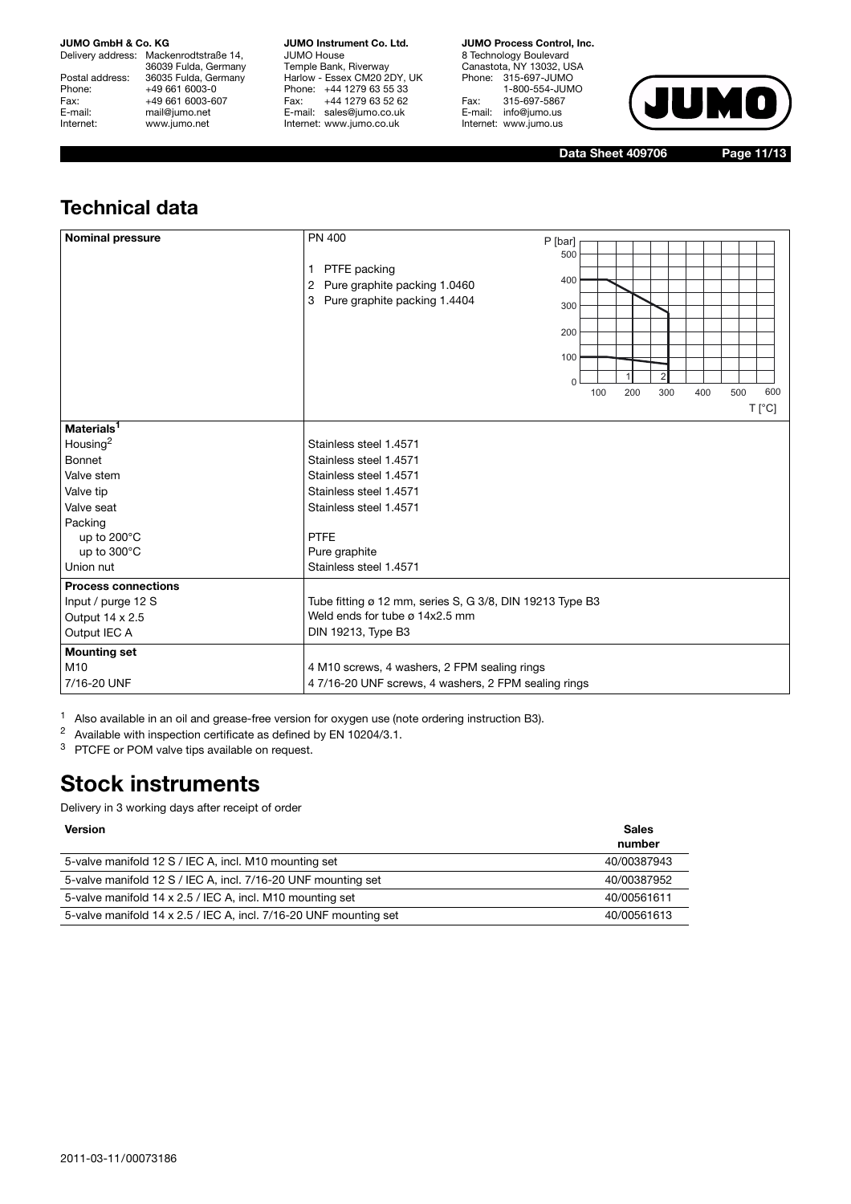## Technical data

| | |
|---|---|
| **Nominal pressure** | PN 400<br>1 PTFE packing<br>2 Pure graphite packing 1.0460<br>3 Pure graphite packing 1.4404 |
| **Materials**[1] | |
| Housing[2] | Stainless steel 1.4571 |
| Bonnet | Stainless steel 1.4571 |
| Valve stem | Stainless steel 1.4571 |
| Valve tip | Stainless steel 1.4571 |
| Valve seat | Stainless steel 1.4571 |
| Packing | |
| up to 200°C | PTFE |
| up to 300°C | Pure graphite |
| Union nut | Stainless steel 1.4571 |
| **Process connections** | |
| Input / purge 12 S | Tube fitting ø 12 mm, series S, G 3/8, DIN 19213 Type B3 |
| Output 14 x 2.5 | Weld ends for tube ø 14x2.5 mm |
| Output IEC A | DIN 19213, Type B3 |
| **Mounting set** | |
| M10 | 4 M10 screws, 4 washers, 2 FPM sealing rings |
| 7/16-20 UNF | 4 7/16-20 UNF screws, 4 washers, 2 FPM sealing rings |

[1] Also available in an oil and grease-free version for oxygen use (note ordering instruction B3).
[2] Available with inspection certificate as defined by EN 10204/3.1.
[3] PTCFE or POM valve tips available on request.

# Stock instruments

Delivery in 3 working days after receipt of order

| Version | Sales number |
|---|---|
| 5-valve manifold 12 S / IEC A, incl. M10 mounting set | 40/00387943 |
| 5-valve manifold 12 S / IEC A, incl. 7/16-20 UNF mounting set | 40/00387952 |
| 5-valve manifold 14 x 2.5 / IEC A, incl. M10 mounting set | 40/00561611 |
| 5-valve manifold 14 x 2.5 / IEC A, incl. 7/16-20 UNF mounting set | 40/00561613 |

2011-03-11/00073186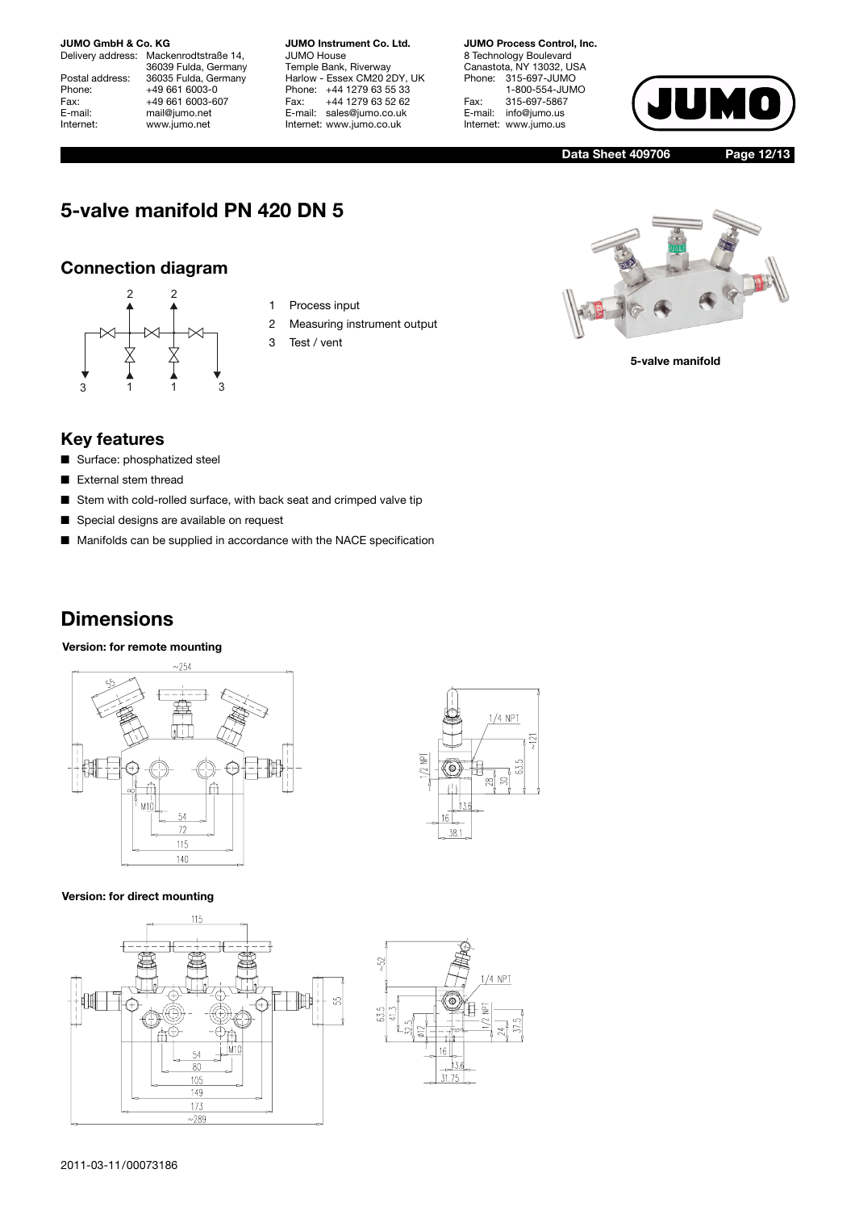# 5-valve manifold PN 420 DN 5

## Connection diagram

1 Process input
2 Measuring instrument output
3 Test / vent

5-valve manifold

## Key features

- Surface: phosphatized steel
- External stem thread
- Stem with cold-rolled surface, with back seat and crimped valve tip
- Special designs are available on request
- Manifolds can be supplied in accordance with the NACE specification

# Dimensions

**Version: for remote mounting**

**Version: for direct mounting**

2011-03-11/00073186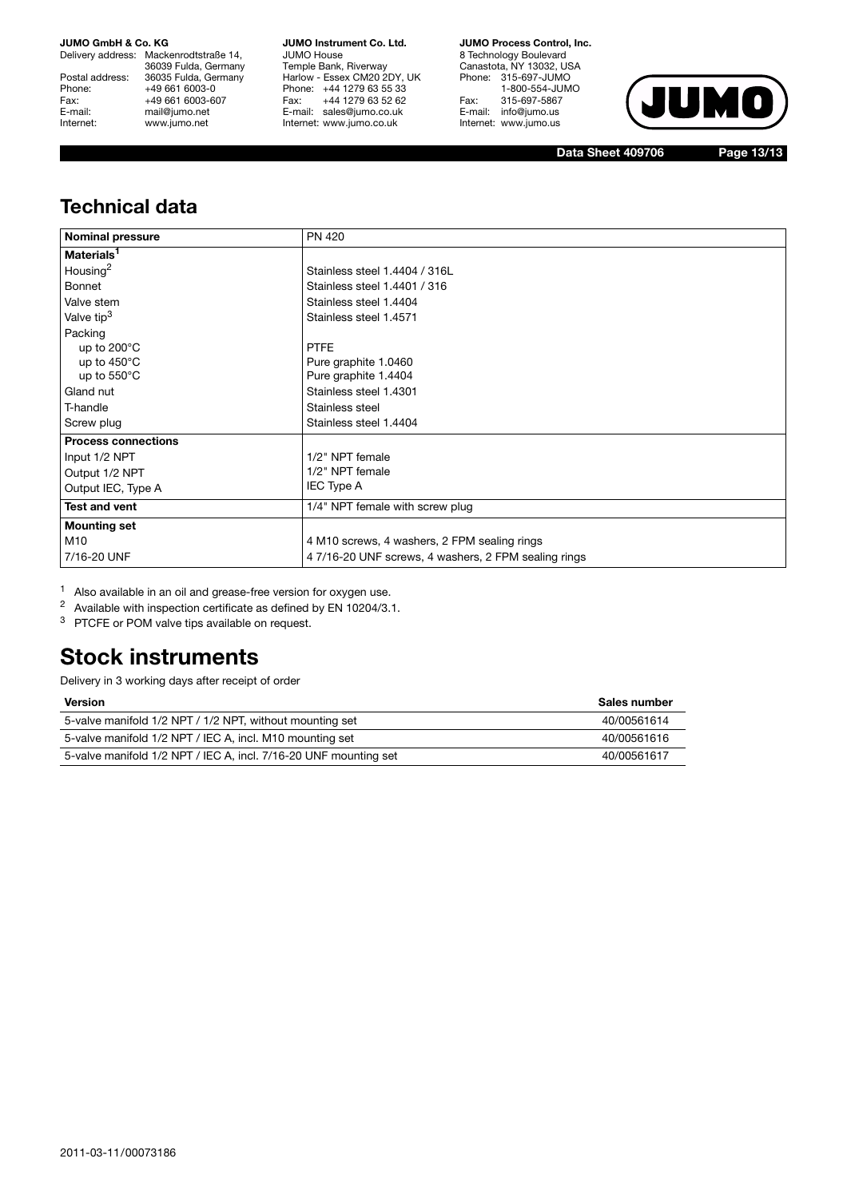## Technical data

| | |
|---|---|
| **Nominal pressure** | PN 420 |
| **Materials**[1] | |
| Housing[2] | Stainless steel 1.4404 / 316L |
| Bonnet | Stainless steel 1.4401 / 316 |
| Valve stem | Stainless steel 1.4404 |
| Valve tip[3] | Stainless steel 1.4571 |
| Packing | |
| up to 200°C | PTFE |
| up to 450°C | Pure graphite 1.0460 |
| up to 550°C | Pure graphite 1.4404 |
| Gland nut | Stainless steel 1.4301 |
| T-handle | Stainless steel |
| Screw plug | Stainless steel 1.4404 |
| **Process connections** | |
| Input 1/2 NPT | 1/2" NPT female |
| Output 1/2 NPT | 1/2" NPT female |
| Output IEC, Type A | IEC Type A |
| **Test and vent** | 1/4" NPT female with screw plug |
| **Mounting set** | |
| M10 | 4 M10 screws, 4 washers, 2 FPM sealing rings |
| 7/16-20 UNF | 4 7/16-20 UNF screws, 4 washers, 2 FPM sealing rings |

[1] Also available in an oil and grease-free version for oxygen use.

[2] Available with inspection certificate as defined by EN 10204/3.1.

[3] PTCFE or POM valve tips available on request.

# Stock instruments

Delivery in 3 working days after receipt of order

| Version | Sales number |
|---|---|
| 5-valve manifold 1/2 NPT / 1/2 NPT, without mounting set | 40/00561614 |
| 5-valve manifold 1/2 NPT / IEC A, incl. M10 mounting set | 40/00561616 |
| 5-valve manifold 1/2 NPT / IEC A, incl. 7/16-20 UNF mounting set | 40/00561617 |

2011-03-11/00073186